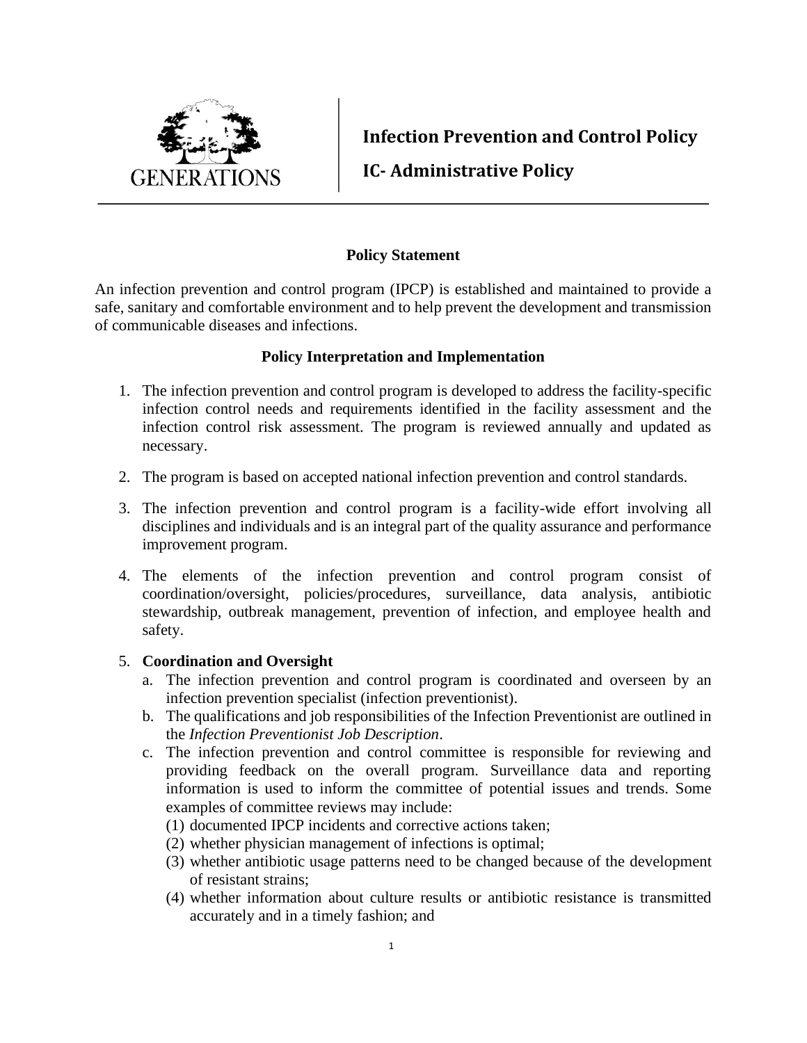GENERATIONS

# Infection Prevention and Control Policy

## IC- Administrative Policy

**Policy Statement**

An infection prevention and control program (IPCP) is established and maintained to provide a safe, sanitary and comfortable environment and to help prevent the development and transmission of communicable diseases and infections.

**Policy Interpretation and Implementation**

1. The infection prevention and control program is developed to address the facility-specific infection control needs and requirements identified in the facility assessment and the infection control risk assessment. The program is reviewed annually and updated as necessary.

2. The program is based on accepted national infection prevention and control standards.

3. The infection prevention and control program is a facility-wide effort involving all disciplines and individuals and is an integral part of the quality assurance and performance improvement program.

4. The elements of the infection prevention and control program consist of coordination/oversight, policies/procedures, surveillance, data analysis, antibiotic stewardship, outbreak management, prevention of infection, and employee health and safety.

5. **Coordination and Oversight**
   a. The infection prevention and control program is coordinated and overseen by an infection prevention specialist (infection preventionist).
   b. The qualifications and job responsibilities of the Infection Preventionist are outlined in the *Infection Preventionist Job Description*.
   c. The infection prevention and control committee is responsible for reviewing and providing feedback on the overall program. Surveillance data and reporting information is used to inform the committee of potential issues and trends. Some examples of committee reviews may include:
      (1) documented IPCP incidents and corrective actions taken;
      (2) whether physician management of infections is optimal;
      (3) whether antibiotic usage patterns need to be changed because of the development of resistant strains;
      (4) whether information about culture results or antibiotic resistance is transmitted accurately and in a timely fashion; and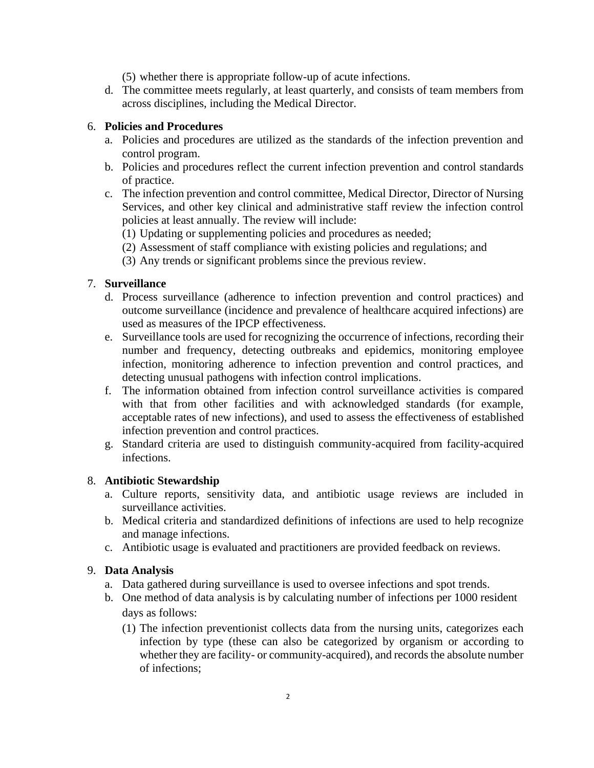(5) whether there is appropriate follow-up of acute infections.

d. The committee meets regularly, at least quarterly, and consists of team members from across disciplines, including the Medical Director.

6. **Policies and Procedures**
   a. Policies and procedures are utilized as the standards of the infection prevention and control program.
   b. Policies and procedures reflect the current infection prevention and control standards of practice.
   c. The infection prevention and control committee, Medical Director, Director of Nursing Services, and other key clinical and administrative staff review the infection control policies at least annually. The review will include:
      (1) Updating or supplementing policies and procedures as needed;
      (2) Assessment of staff compliance with existing policies and regulations; and
      (3) Any trends or significant problems since the previous review.

7. **Surveillance**
   d. Process surveillance (adherence to infection prevention and control practices) and outcome surveillance (incidence and prevalence of healthcare acquired infections) are used as measures of the IPCP effectiveness.
   e. Surveillance tools are used for recognizing the occurrence of infections, recording their number and frequency, detecting outbreaks and epidemics, monitoring employee infection, monitoring adherence to infection prevention and control practices, and detecting unusual pathogens with infection control implications.
   f. The information obtained from infection control surveillance activities is compared with that from other facilities and with acknowledged standards (for example, acceptable rates of new infections), and used to assess the effectiveness of established infection prevention and control practices.
   g. Standard criteria are used to distinguish community-acquired from facility-acquired infections.

8. **Antibiotic Stewardship**
   a. Culture reports, sensitivity data, and antibiotic usage reviews are included in surveillance activities.
   b. Medical criteria and standardized definitions of infections are used to help recognize and manage infections.
   c. Antibiotic usage is evaluated and practitioners are provided feedback on reviews.

9. **Data Analysis**
   a. Data gathered during surveillance is used to oversee infections and spot trends.
   b. One method of data analysis is by calculating number of infections per 1000 resident days as follows:
      (1) The infection preventionist collects data from the nursing units, categorizes each infection by type (these can also be categorized by organism or according to whether they are facility- or community-acquired), and records the absolute number of infections;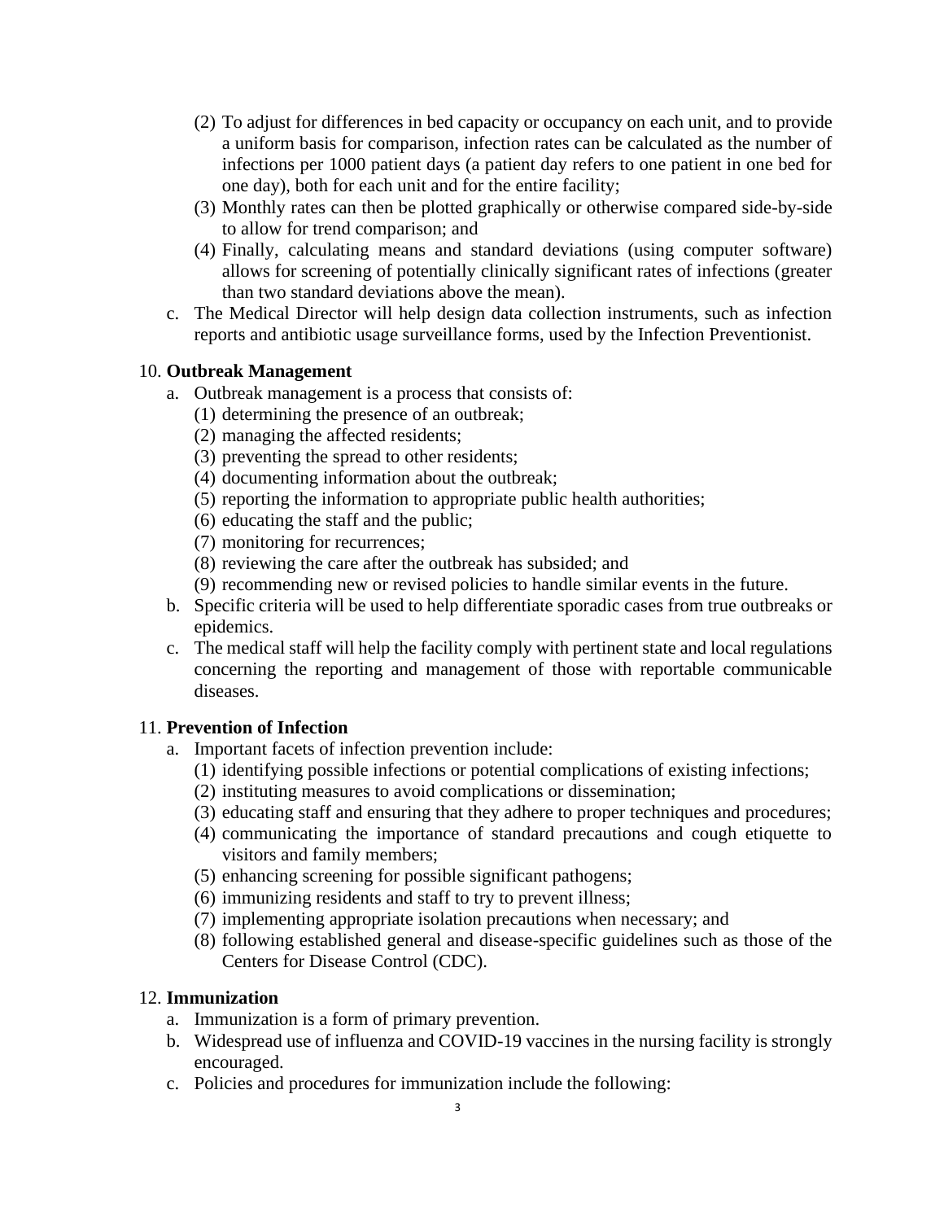(2) To adjust for differences in bed capacity or occupancy on each unit, and to provide a uniform basis for comparison, infection rates can be calculated as the number of infections per 1000 patient days (a patient day refers to one patient in one bed for one day), both for each unit and for the entire facility;

(3) Monthly rates can then be plotted graphically or otherwise compared side-by-side to allow for trend comparison; and

(4) Finally, calculating means and standard deviations (using computer software) allows for screening of potentially clinically significant rates of infections (greater than two standard deviations above the mean).

c. The Medical Director will help design data collection instruments, such as infection reports and antibiotic usage surveillance forms, used by the Infection Preventionist.

10. **Outbreak Management**

a. Outbreak management is a process that consists of:
   (1) determining the presence of an outbreak;
   (2) managing the affected residents;
   (3) preventing the spread to other residents;
   (4) documenting information about the outbreak;
   (5) reporting the information to appropriate public health authorities;
   (6) educating the staff and the public;
   (7) monitoring for recurrences;
   (8) reviewing the care after the outbreak has subsided; and
   (9) recommending new or revised policies to handle similar events in the future.

b. Specific criteria will be used to help differentiate sporadic cases from true outbreaks or epidemics.

c. The medical staff will help the facility comply with pertinent state and local regulations concerning the reporting and management of those with reportable communicable diseases.

11. **Prevention of Infection**

a. Important facets of infection prevention include:
   (1) identifying possible infections or potential complications of existing infections;
   (2) instituting measures to avoid complications or dissemination;
   (3) educating staff and ensuring that they adhere to proper techniques and procedures;
   (4) communicating the importance of standard precautions and cough etiquette to visitors and family members;
   (5) enhancing screening for possible significant pathogens;
   (6) immunizing residents and staff to try to prevent illness;
   (7) implementing appropriate isolation precautions when necessary; and
   (8) following established general and disease-specific guidelines such as those of the Centers for Disease Control (CDC).

12. **Immunization**

a. Immunization is a form of primary prevention.

b. Widespread use of influenza and COVID-19 vaccines in the nursing facility is strongly encouraged.

c. Policies and procedures for immunization include the following: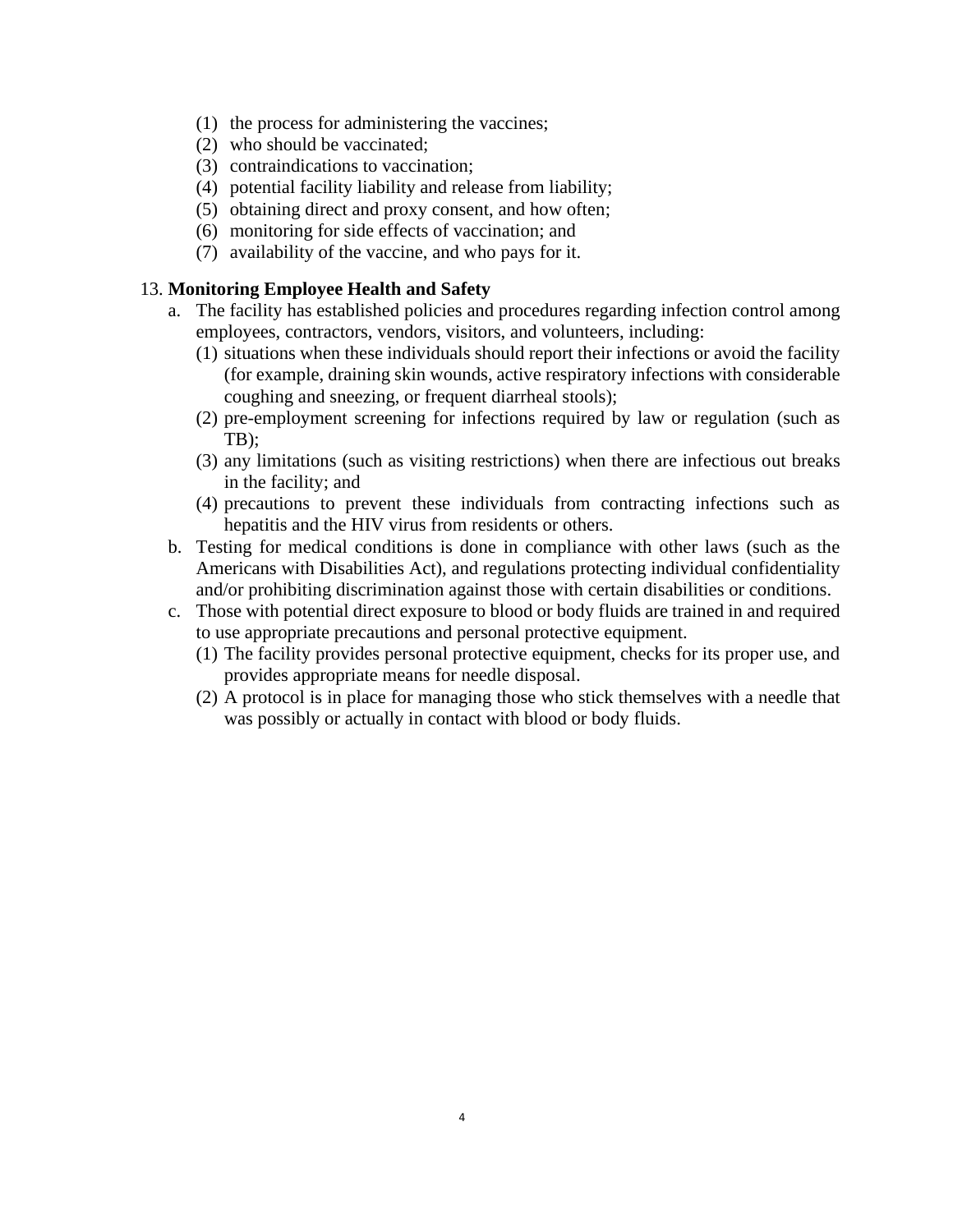(1) the process for administering the vaccines;
(2) who should be vaccinated;
(3) contraindications to vaccination;
(4) potential facility liability and release from liability;
(5) obtaining direct and proxy consent, and how often;
(6) monitoring for side effects of vaccination; and
(7) availability of the vaccine, and who pays for it.

13. **Monitoring Employee Health and Safety**

   a. The facility has established policies and procedures regarding infection control among employees, contractors, vendors, visitors, and volunteers, including:
      (1) situations when these individuals should report their infections or avoid the facility (for example, draining skin wounds, active respiratory infections with considerable coughing and sneezing, or frequent diarrheal stools);
      (2) pre-employment screening for infections required by law or regulation (such as TB);
      (3) any limitations (such as visiting restrictions) when there are infectious out breaks in the facility; and
      (4) precautions to prevent these individuals from contracting infections such as hepatitis and the HIV virus from residents or others.

   b. Testing for medical conditions is done in compliance with other laws (such as the Americans with Disabilities Act), and regulations protecting individual confidentiality and/or prohibiting discrimination against those with certain disabilities or conditions.

   c. Those with potential direct exposure to blood or body fluids are trained in and required to use appropriate precautions and personal protective equipment.
      (1) The facility provides personal protective equipment, checks for its proper use, and provides appropriate means for needle disposal.
      (2) A protocol is in place for managing those who stick themselves with a needle that was possibly or actually in contact with blood or body fluids.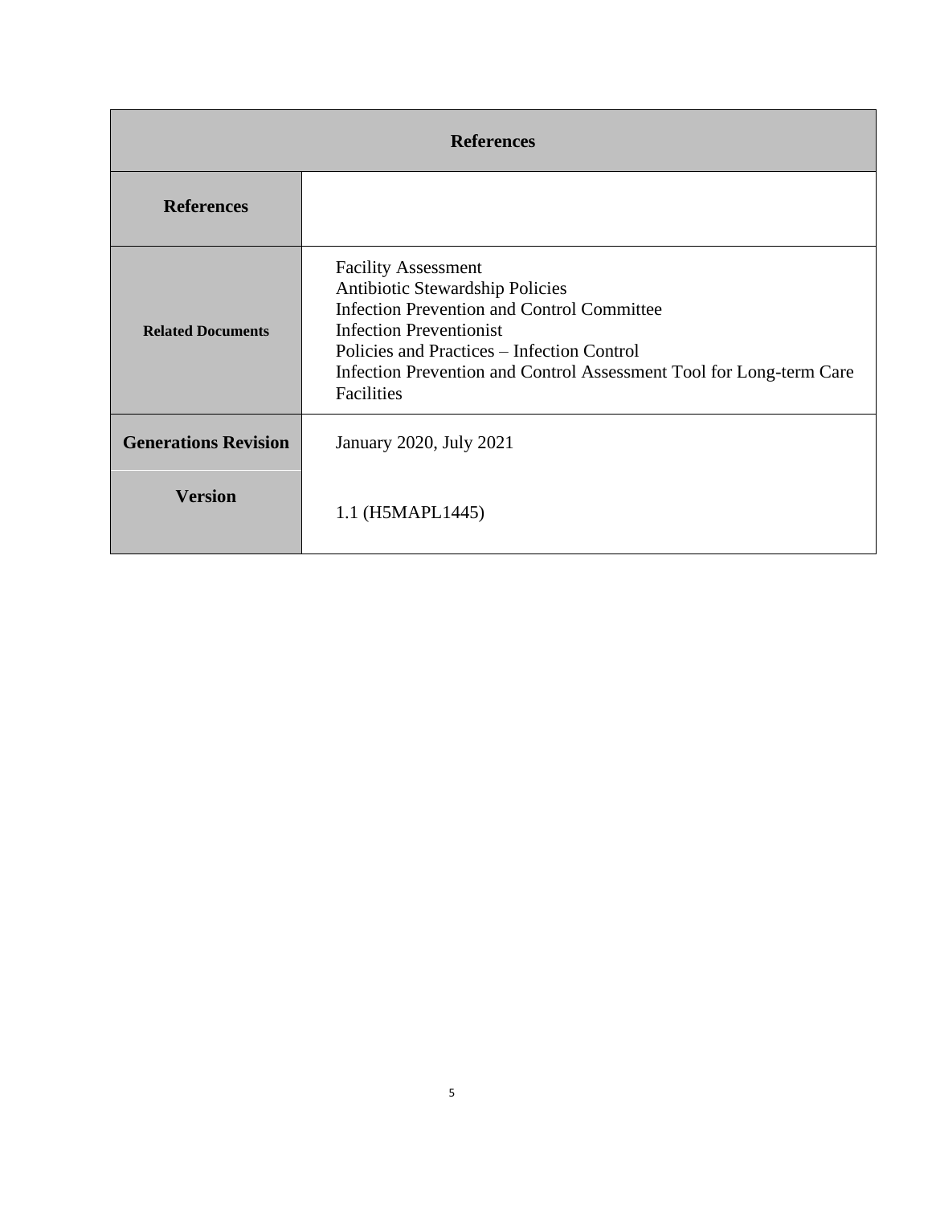| References | |
|---|---|
| **References** | |
| **Related Documents** | Facility Assessment<br>Antibiotic Stewardship Policies<br>Infection Prevention and Control Committee<br>Infection Preventionist<br>Policies and Practices – Infection Control<br>Infection Prevention and Control Assessment Tool for Long-term Care Facilities |
| **Generations Revision** | January 2020, July 2021 |
| **Version** | 1.1 (H5MAPL1445) |